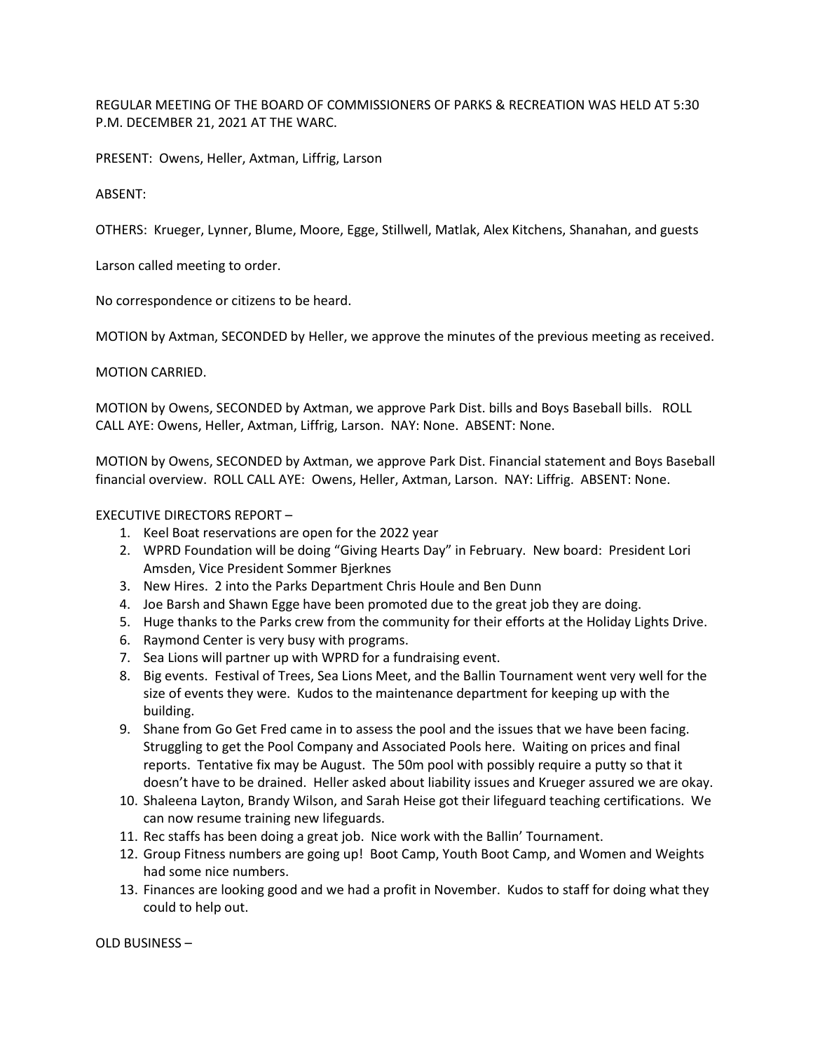REGULAR MEETING OF THE BOARD OF COMMISSIONERS OF PARKS & RECREATION WAS HELD AT 5:30 P.M. DECEMBER 21, 2021 AT THE WARC.

PRESENT: Owens, Heller, Axtman, Liffrig, Larson

ABSENT:

OTHERS: Krueger, Lynner, Blume, Moore, Egge, Stillwell, Matlak, Alex Kitchens, Shanahan, and guests

Larson called meeting to order.

No correspondence or citizens to be heard.

MOTION by Axtman, SECONDED by Heller, we approve the minutes of the previous meeting as received.

MOTION CARRIED.

MOTION by Owens, SECONDED by Axtman, we approve Park Dist. bills and Boys Baseball bills. ROLL CALL AYE: Owens, Heller, Axtman, Liffrig, Larson. NAY: None. ABSENT: None.

MOTION by Owens, SECONDED by Axtman, we approve Park Dist. Financial statement and Boys Baseball financial overview. ROLL CALL AYE: Owens, Heller, Axtman, Larson. NAY: Liffrig. ABSENT: None.

EXECUTIVE DIRECTORS REPORT –

1. Keel Boat reservations are open for the 2022 year
2. WPRD Foundation will be doing "Giving Hearts Day" in February. New board: President Lori Amsden, Vice President Sommer Bjerknes
3. New Hires. 2 into the Parks Department Chris Houle and Ben Dunn
4. Joe Barsh and Shawn Egge have been promoted due to the great job they are doing.
5. Huge thanks to the Parks crew from the community for their efforts at the Holiday Lights Drive.
6. Raymond Center is very busy with programs.
7. Sea Lions will partner up with WPRD for a fundraising event.
8. Big events. Festival of Trees, Sea Lions Meet, and the Ballin Tournament went very well for the size of events they were. Kudos to the maintenance department for keeping up with the building.
9. Shane from Go Get Fred came in to assess the pool and the issues that we have been facing. Struggling to get the Pool Company and Associated Pools here. Waiting on prices and final reports. Tentative fix may be August. The 50m pool with possibly require a putty so that it doesn't have to be drained. Heller asked about liability issues and Krueger assured we are okay.
10. Shaleena Layton, Brandy Wilson, and Sarah Heise got their lifeguard teaching certifications. We can now resume training new lifeguards.
11. Rec staffs has been doing a great job. Nice work with the Ballin' Tournament.
12. Group Fitness numbers are going up! Boot Camp, Youth Boot Camp, and Women and Weights had some nice numbers.
13. Finances are looking good and we had a profit in November. Kudos to staff for doing what they could to help out.

OLD BUSINESS –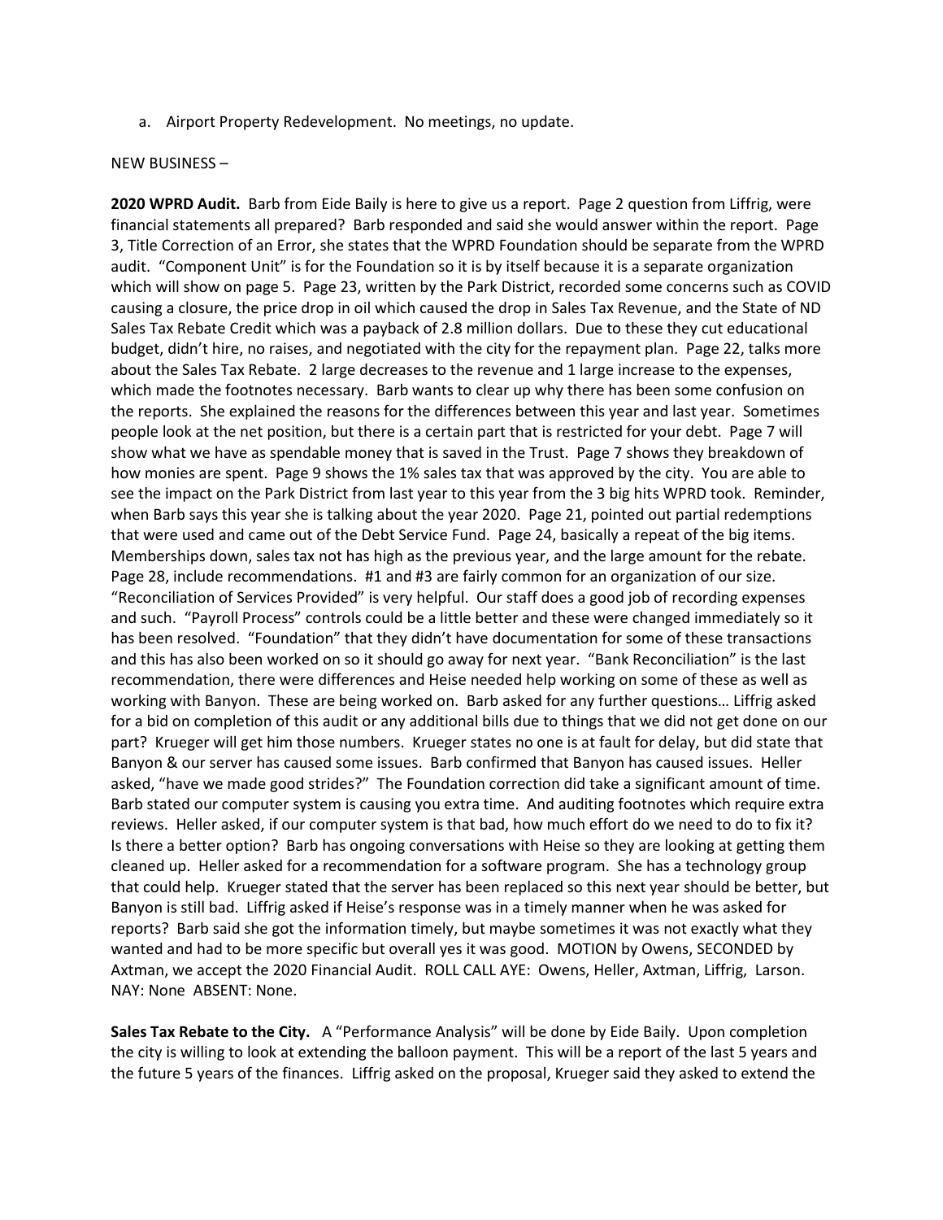a. Airport Property Redevelopment. No meetings, no update.

NEW BUSINESS –

**2020 WPRD Audit.** Barb from Eide Baily is here to give us a report. Page 2 question from Liffrig, were financial statements all prepared? Barb responded and said she would answer within the report. Page 3, Title Correction of an Error, she states that the WPRD Foundation should be separate from the WPRD audit. "Component Unit" is for the Foundation so it is by itself because it is a separate organization which will show on page 5. Page 23, written by the Park District, recorded some concerns such as COVID causing a closure, the price drop in oil which caused the drop in Sales Tax Revenue, and the State of ND Sales Tax Rebate Credit which was a payback of 2.8 million dollars. Due to these they cut educational budget, didn't hire, no raises, and negotiated with the city for the repayment plan. Page 22, talks more about the Sales Tax Rebate. 2 large decreases to the revenue and 1 large increase to the expenses, which made the footnotes necessary. Barb wants to clear up why there has been some confusion on the reports. She explained the reasons for the differences between this year and last year. Sometimes people look at the net position, but there is a certain part that is restricted for your debt. Page 7 will show what we have as spendable money that is saved in the Trust. Page 7 shows they breakdown of how monies are spent. Page 9 shows the 1% sales tax that was approved by the city. You are able to see the impact on the Park District from last year to this year from the 3 big hits WPRD took. Reminder, when Barb says this year she is talking about the year 2020. Page 21, pointed out partial redemptions that were used and came out of the Debt Service Fund. Page 24, basically a repeat of the big items. Memberships down, sales tax not has high as the previous year, and the large amount for the rebate. Page 28, include recommendations. #1 and #3 are fairly common for an organization of our size. "Reconciliation of Services Provided" is very helpful. Our staff does a good job of recording expenses and such. "Payroll Process" controls could be a little better and these were changed immediately so it has been resolved. "Foundation" that they didn't have documentation for some of these transactions and this has also been worked on so it should go away for next year. "Bank Reconciliation" is the last recommendation, there were differences and Heise needed help working on some of these as well as working with Banyon. These are being worked on. Barb asked for any further questions… Liffrig asked for a bid on completion of this audit or any additional bills due to things that we did not get done on our part? Krueger will get him those numbers. Krueger states no one is at fault for delay, but did state that Banyon & our server has caused some issues. Barb confirmed that Banyon has caused issues. Heller asked, "have we made good strides?" The Foundation correction did take a significant amount of time. Barb stated our computer system is causing you extra time. And auditing footnotes which require extra reviews. Heller asked, if our computer system is that bad, how much effort do we need to do to fix it? Is there a better option? Barb has ongoing conversations with Heise so they are looking at getting them cleaned up. Heller asked for a recommendation for a software program. She has a technology group that could help. Krueger stated that the server has been replaced so this next year should be better, but Banyon is still bad. Liffrig asked if Heise's response was in a timely manner when he was asked for reports? Barb said she got the information timely, but maybe sometimes it was not exactly what they wanted and had to be more specific but overall yes it was good. MOTION by Owens, SECONDED by Axtman, we accept the 2020 Financial Audit. ROLL CALL AYE: Owens, Heller, Axtman, Liffrig, Larson. NAY: None ABSENT: None.

**Sales Tax Rebate to the City.** A "Performance Analysis" will be done by Eide Baily. Upon completion the city is willing to look at extending the balloon payment. This will be a report of the last 5 years and the future 5 years of the finances. Liffrig asked on the proposal, Krueger said they asked to extend the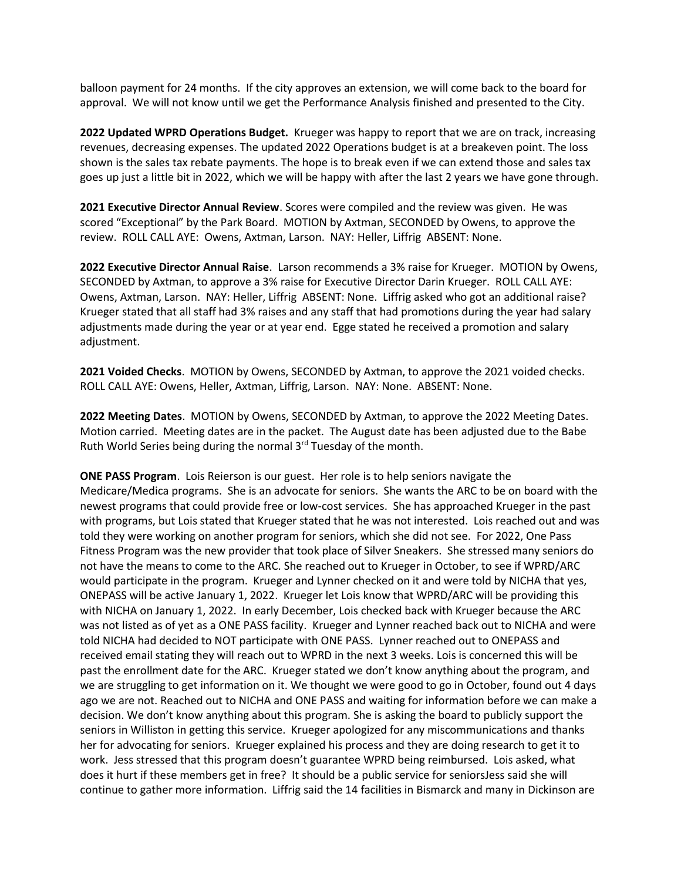balloon payment for 24 months. If the city approves an extension, we will come back to the board for approval. We will not know until we get the Performance Analysis finished and presented to the City.

**2022 Updated WPRD Operations Budget.** Krueger was happy to report that we are on track, increasing revenues, decreasing expenses. The updated 2022 Operations budget is at a breakeven point. The loss shown is the sales tax rebate payments. The hope is to break even if we can extend those and sales tax goes up just a little bit in 2022, which we will be happy with after the last 2 years we have gone through.

**2021 Executive Director Annual Review**. Scores were compiled and the review was given. He was scored "Exceptional" by the Park Board. MOTION by Axtman, SECONDED by Owens, to approve the review. ROLL CALL AYE: Owens, Axtman, Larson. NAY: Heller, Liffrig ABSENT: None.

**2022 Executive Director Annual Raise**. Larson recommends a 3% raise for Krueger. MOTION by Owens, SECONDED by Axtman, to approve a 3% raise for Executive Director Darin Krueger. ROLL CALL AYE: Owens, Axtman, Larson. NAY: Heller, Liffrig ABSENT: None. Liffrig asked who got an additional raise? Krueger stated that all staff had 3% raises and any staff that had promotions during the year had salary adjustments made during the year or at year end. Egge stated he received a promotion and salary adjustment.

**2021 Voided Checks**. MOTION by Owens, SECONDED by Axtman, to approve the 2021 voided checks. ROLL CALL AYE: Owens, Heller, Axtman, Liffrig, Larson. NAY: None. ABSENT: None.

**2022 Meeting Dates**. MOTION by Owens, SECONDED by Axtman, to approve the 2022 Meeting Dates. Motion carried. Meeting dates are in the packet. The August date has been adjusted due to the Babe Ruth World Series being during the normal 3rd Tuesday of the month.

**ONE PASS Program**. Lois Reierson is our guest. Her role is to help seniors navigate the Medicare/Medica programs. She is an advocate for seniors. She wants the ARC to be on board with the newest programs that could provide free or low-cost services. She has approached Krueger in the past with programs, but Lois stated that Krueger stated that he was not interested. Lois reached out and was told they were working on another program for seniors, which she did not see. For 2022, One Pass Fitness Program was the new provider that took place of Silver Sneakers. She stressed many seniors do not have the means to come to the ARC. She reached out to Krueger in October, to see if WPRD/ARC would participate in the program. Krueger and Lynner checked on it and were told by NICHA that yes, ONEPASS will be active January 1, 2022. Krueger let Lois know that WPRD/ARC will be providing this with NICHA on January 1, 2022. In early December, Lois checked back with Krueger because the ARC was not listed as of yet as a ONE PASS facility. Krueger and Lynner reached back out to NICHA and were told NICHA had decided to NOT participate with ONE PASS. Lynner reached out to ONEPASS and received email stating they will reach out to WPRD in the next 3 weeks. Lois is concerned this will be past the enrollment date for the ARC. Krueger stated we don't know anything about the program, and we are struggling to get information on it. We thought we were good to go in October, found out 4 days ago we are not. Reached out to NICHA and ONE PASS and waiting for information before we can make a decision. We don't know anything about this program. She is asking the board to publicly support the seniors in Williston in getting this service. Krueger apologized for any miscommunications and thanks her for advocating for seniors. Krueger explained his process and they are doing research to get it to work. Jess stressed that this program doesn't guarantee WPRD being reimbursed. Lois asked, what does it hurt if these members get in free? It should be a public service for seniorsJess said she will continue to gather more information. Liffrig said the 14 facilities in Bismarck and many in Dickinson are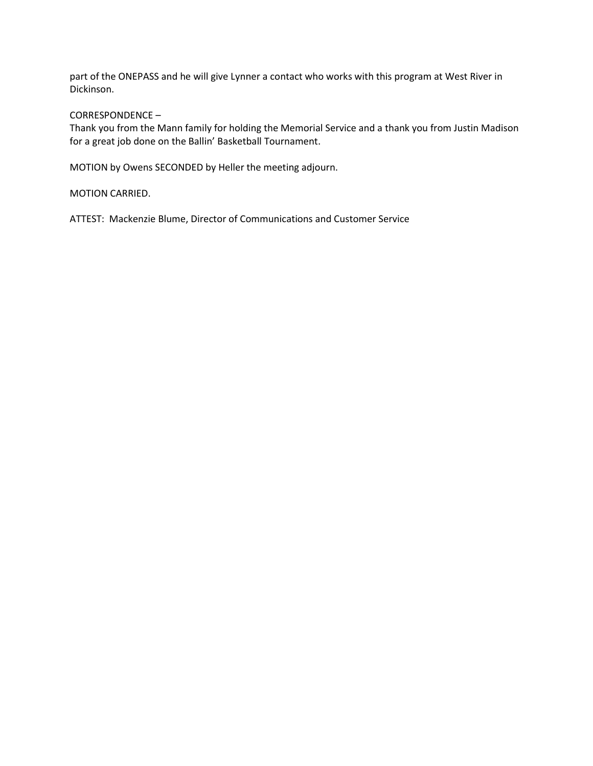part of the ONEPASS and he will give Lynner a contact who works with this program at West River in Dickinson.

CORRESPONDENCE –
Thank you from the Mann family for holding the Memorial Service and a thank you from Justin Madison for a great job done on the Ballin' Basketball Tournament.

MOTION by Owens SECONDED by Heller the meeting adjourn.

MOTION CARRIED.

ATTEST: Mackenzie Blume, Director of Communications and Customer Service